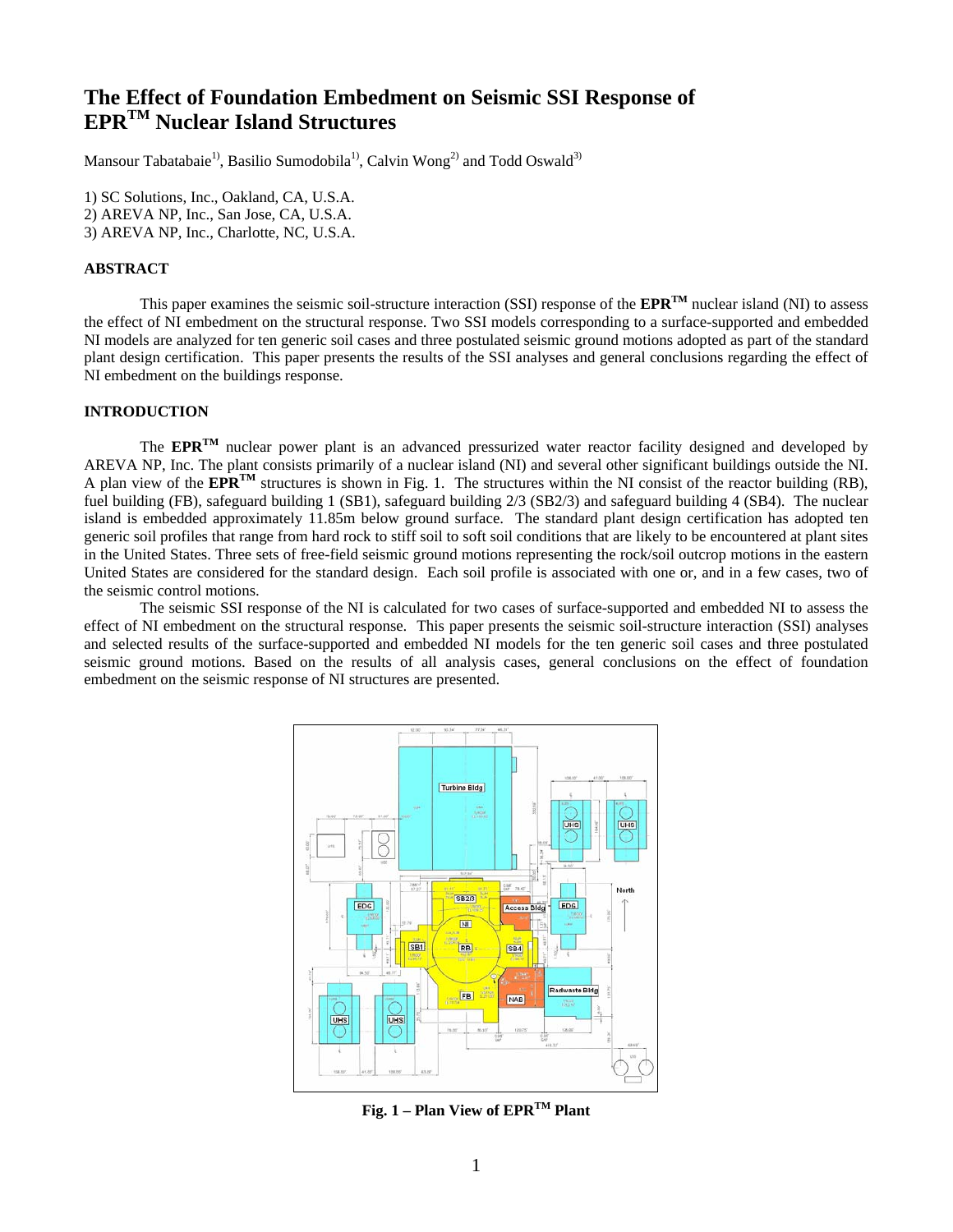# The Effect of Foundation Embedment on Seismic SSI Response of EPR$^{TM}$ Nuclear Island Structures

Mansour Tabatabaie[1], Basilio Sumodobila[1], Calvin Wong[2] and Todd Oswald[3]

1) SC Solutions, Inc., Oakland, CA, U.S.A.
2) AREVA NP, Inc., San Jose, CA, U.S.A.
3) AREVA NP, Inc., Charlotte, NC, U.S.A.

## ABSTRACT

This paper examines the seismic soil-structure interaction (SSI) response of the **EPR$^{TM}$** nuclear island (NI) to assess the effect of NI embedment on the structural response. Two SSI models corresponding to a surface-supported and embedded NI models are analyzed for ten generic soil cases and three postulated seismic ground motions adopted as part of the standard plant design certification. This paper presents the results of the SSI analyses and general conclusions regarding the effect of NI embedment on the buildings response.

## INTRODUCTION

The **EPR$^{TM}$** nuclear power plant is an advanced pressurized water reactor facility designed and developed by AREVA NP, Inc. The plant consists primarily of a nuclear island (NI) and several other significant buildings outside the NI. A plan view of the **EPR$^{TM}$** structures is shown in Fig. 1. The structures within the NI consist of the reactor building (RB), fuel building (FB), safeguard building 1 (SB1), safeguard building 2/3 (SB2/3) and safeguard building 4 (SB4). The nuclear island is embedded approximately 11.85m below ground surface. The standard plant design certification has adopted ten generic soil profiles that range from hard rock to stiff soil to soft soil conditions that are likely to be encountered at plant sites in the United States. Three sets of free-field seismic ground motions representing the rock/soil outcrop motions in the eastern United States are considered for the standard design. Each soil profile is associated with one or, and in a few cases, two of the seismic control motions.

The seismic SSI response of the NI is calculated for two cases of surface-supported and embedded NI to assess the effect of NI embedment on the structural response. This paper presents the seismic soil-structure interaction (SSI) analyses and selected results of the surface-supported and embedded NI models for the ten generic soil cases and three postulated seismic ground motions. Based on the results of all analysis cases, general conclusions on the effect of foundation embedment on the seismic response of NI structures are presented.

**Fig. 1 – Plan View of EPR$^{TM}$ Plant**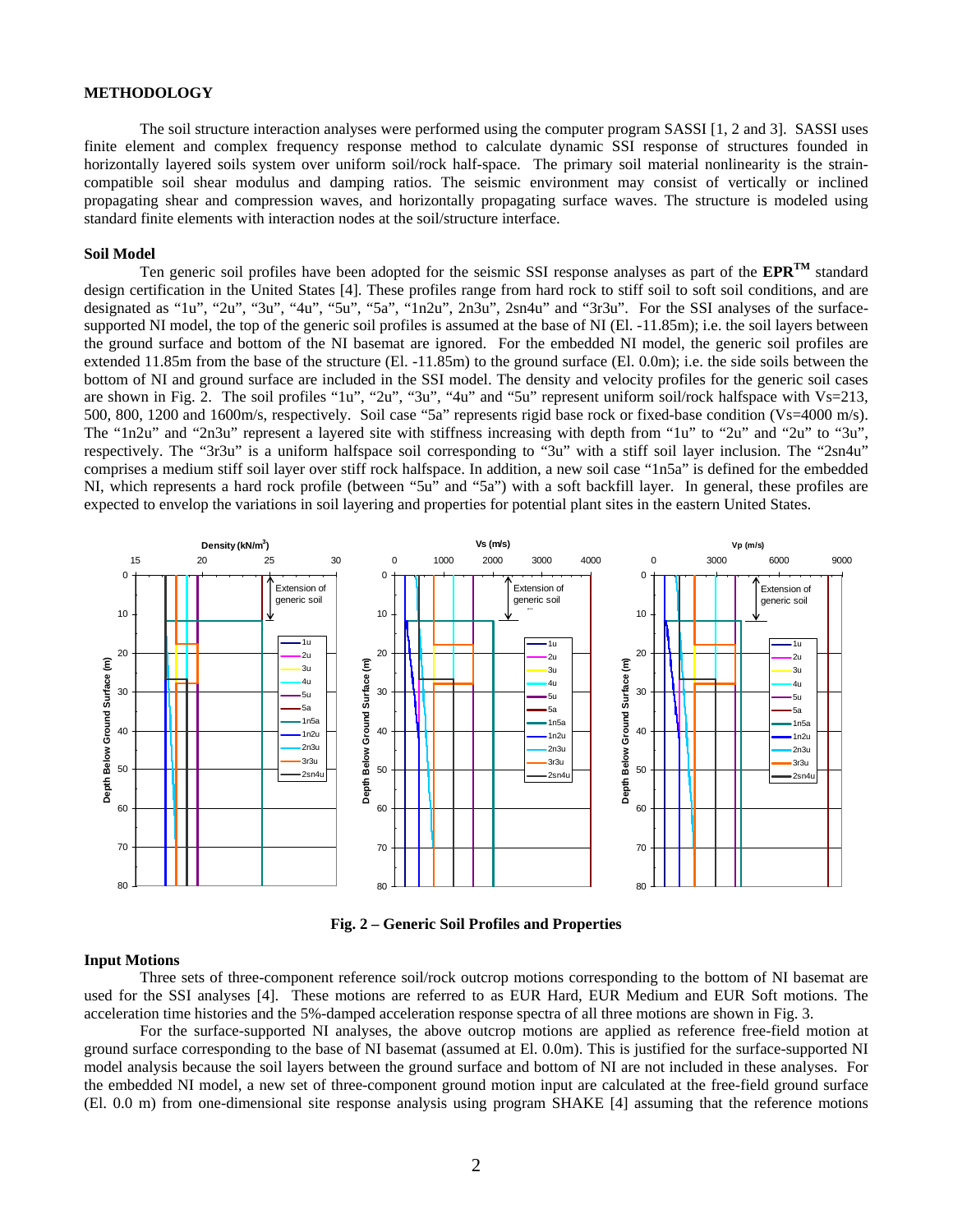## METHODOLOGY

The soil structure interaction analyses were performed using the computer program SASSI [1, 2 and 3]. SASSI uses finite element and complex frequency response method to calculate dynamic SSI response of structures founded in horizontally layered soils system over uniform soil/rock half-space. The primary soil material nonlinearity is the strain-compatible soil shear modulus and damping ratios. The seismic environment may consist of vertically or inclined propagating shear and compression waves, and horizontally propagating surface waves. The structure is modeled using standard finite elements with interaction nodes at the soil/structure interface.

### Soil Model

Ten generic soil profiles have been adopted for the seismic SSI response analyses as part of the **EPR™** standard design certification in the United States [4]. These profiles range from hard rock to stiff soil to soft soil conditions, and are designated as "1u", "2u", "3u", "4u", "5u", "5a", "1n2u", 2n3u", 2sn4u" and "3r3u". For the SSI analyses of the surface-supported NI model, the top of the generic soil profiles is assumed at the base of NI (El. -11.85m); i.e. the soil layers between the ground surface and bottom of the NI basemat are ignored. For the embedded NI model, the generic soil profiles are extended 11.85m from the base of the structure (El. -11.85m) to the ground surface (El. 0.0m); i.e. the side soils between the bottom of NI and ground surface are included in the SSI model. The density and velocity profiles for the generic soil cases are shown in Fig. 2. The soil profiles "1u", "2u", "3u", "4u" and "5u" represent uniform soil/rock halfspace with Vs=213, 500, 800, 1200 and 1600m/s, respectively. Soil case "5a" represents rigid base rock or fixed-base condition (Vs=4000 m/s). The "1n2u" and "2n3u" represent a layered site with stiffness increasing with depth from "1u" to "2u" and "2u" to "3u", respectively. The "3r3u" is a uniform halfspace soil corresponding to "3u" with a stiff soil layer inclusion. The "2sn4u" comprises a medium stiff soil layer over stiff rock halfspace. In addition, a new soil case "1n5a" is defined for the embedded NI, which represents a hard rock profile (between "5u" and "5a") with a soft backfill layer. In general, these profiles are expected to envelop the variations in soil layering and properties for potential plant sites in the eastern United States.

**Fig. 2 – Generic Soil Profiles and Properties**

### Input Motions

Three sets of three-component reference soil/rock outcrop motions corresponding to the bottom of NI basemat are used for the SSI analyses [4]. These motions are referred to as EUR Hard, EUR Medium and EUR Soft motions. The acceleration time histories and the 5%-damped acceleration response spectra of all three motions are shown in Fig. 3.

For the surface-supported NI analyses, the above outcrop motions are applied as reference free-field motion at ground surface corresponding to the base of NI basemat (assumed at El. 0.0m). This is justified for the surface-supported NI model analysis because the soil layers between the ground surface and bottom of NI are not included in these analyses. For the embedded NI model, a new set of three-component ground motion input are calculated at the free-field ground surface (El. 0.0 m) from one-dimensional site response analysis using program SHAKE [4] assuming that the reference motions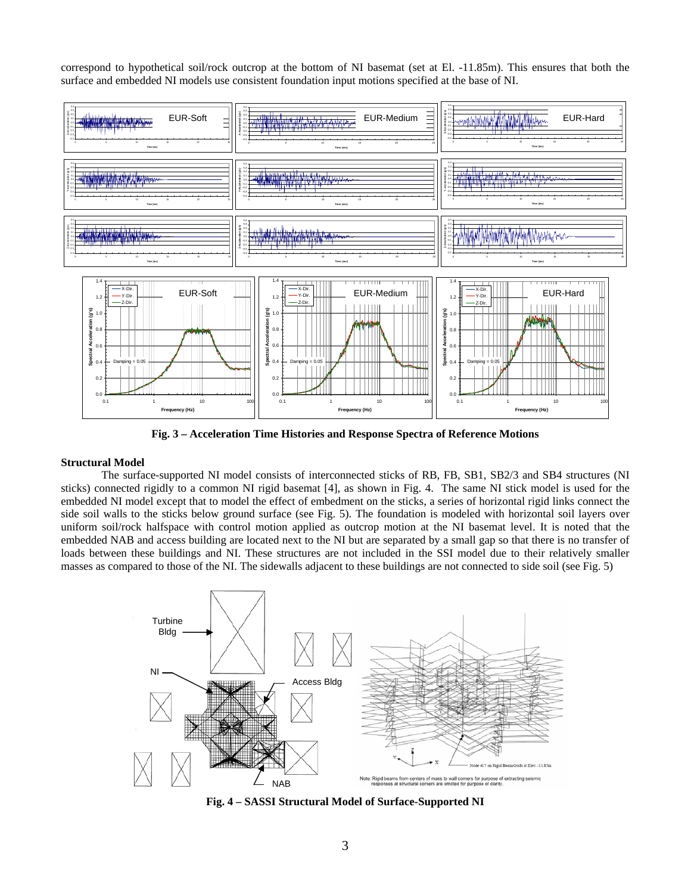correspond to hypothetical soil/rock outcrop at the bottom of NI basemat (set at El. -11.85m). This ensures that both the surface and embedded NI models use consistent foundation input motions specified at the base of NI.

**Fig. 3 – Acceleration Time Histories and Response Spectra of Reference Motions**

### Structural Model

The surface-supported NI model consists of interconnected sticks of RB, FB, SB1, SB2/3 and SB4 structures (NI sticks) connected rigidly to a common NI rigid basemat [4], as shown in Fig. 4. The same NI stick model is used for the embedded NI model except that to model the effect of embedment on the sticks, a series of horizontal rigid links connect the side soil walls to the sticks below ground surface (see Fig. 5). The foundation is modeled with horizontal soil layers over uniform soil/rock halfspace with control motion applied as outcrop motion at the NI basemat level. It is noted that the embedded NAB and access building are located next to the NI but are separated by a small gap so that there is no transfer of loads between these buildings and NI. These structures are not included in the SSI model due to their relatively smaller masses as compared to those of the NI. The sidewalls adjacent to these buildings are not connected to side soil (see Fig. 5)

**Fig. 4 – SASSI Structural Model of Surface-Supported NI**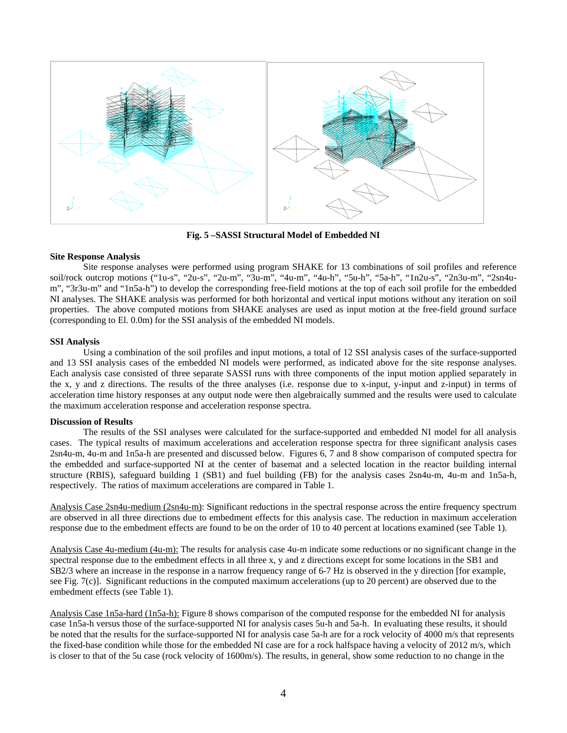**Fig. 5 –SASSI Structural Model of Embedded NI**

**Site Response Analysis**

Site response analyses were performed using program SHAKE for 13 combinations of soil profiles and reference soil/rock outcrop motions ("1u-s", "2u-s", "2u-m", "3u-m", "4u-m", "4u-h", "5u-h", "5a-h", "1n2u-s", "2n3u-m", "2sn4u-m", "3r3u-m" and "1n5a-h") to develop the corresponding free-field motions at the top of each soil profile for the embedded NI analyses. The SHAKE analysis was performed for both horizontal and vertical input motions without any iteration on soil properties. The above computed motions from SHAKE analyses are used as input motion at the free-field ground surface (corresponding to El. 0.0m) for the SSI analysis of the embedded NI models.

**SSI Analysis**

Using a combination of the soil profiles and input motions, a total of 12 SSI analysis cases of the surface-supported and 13 SSI analysis cases of the embedded NI models were performed, as indicated above for the site response analyses. Each analysis case consisted of three separate SASSI runs with three components of the input motion applied separately in the x, y and z directions. The results of the three analyses (i.e. response due to x-input, y-input and z-input) in terms of acceleration time history responses at any output node were then algebraically summed and the results were used to calculate the maximum acceleration response and acceleration response spectra.

**Discussion of Results**

The results of the SSI analyses were calculated for the surface-supported and embedded NI model for all analysis cases. The typical results of maximum accelerations and acceleration response spectra for three significant analysis cases 2sn4u-m, 4u-m and 1n5a-h are presented and discussed below. Figures 6, 7 and 8 show comparison of computed spectra for the embedded and surface-supported NI at the center of basemat and a selected location in the reactor building internal structure (RBIS), safeguard building 1 (SB1) and fuel building (FB) for the analysis cases 2sn4u-m, 4u-m and 1n5a-h, respectively. The ratios of maximum accelerations are compared in Table 1.

Analysis Case 2sn4u-medium (2sn4u-m): Significant reductions in the spectral response across the entire frequency spectrum are observed in all three directions due to embedment effects for this analysis case. The reduction in maximum acceleration response due to the embedment effects are found to be on the order of 10 to 40 percent at locations examined (see Table 1).

Analysis Case 4u-medium (4u-m): The results for analysis case 4u-m indicate some reductions or no significant change in the spectral response due to the embedment effects in all three x, y and z directions except for some locations in the SB1 and SB2/3 where an increase in the response in a narrow frequency range of 6-7 Hz is observed in the y direction [for example, see Fig. 7(c)]. Significant reductions in the computed maximum accelerations (up to 20 percent) are observed due to the embedment effects (see Table 1).

Analysis Case 1n5a-hard (1n5a-h): Figure 8 shows comparison of the computed response for the embedded NI for analysis case 1n5a-h versus those of the surface-supported NI for analysis cases 5u-h and 5a-h. In evaluating these results, it should be noted that the results for the surface-supported NI for analysis case 5a-h are for a rock velocity of 4000 m/s that represents the fixed-base condition while those for the embedded NI case are for a rock halfspace having a velocity of 2012 m/s, which is closer to that of the 5u case (rock velocity of 1600m/s). The results, in general, show some reduction to no change in the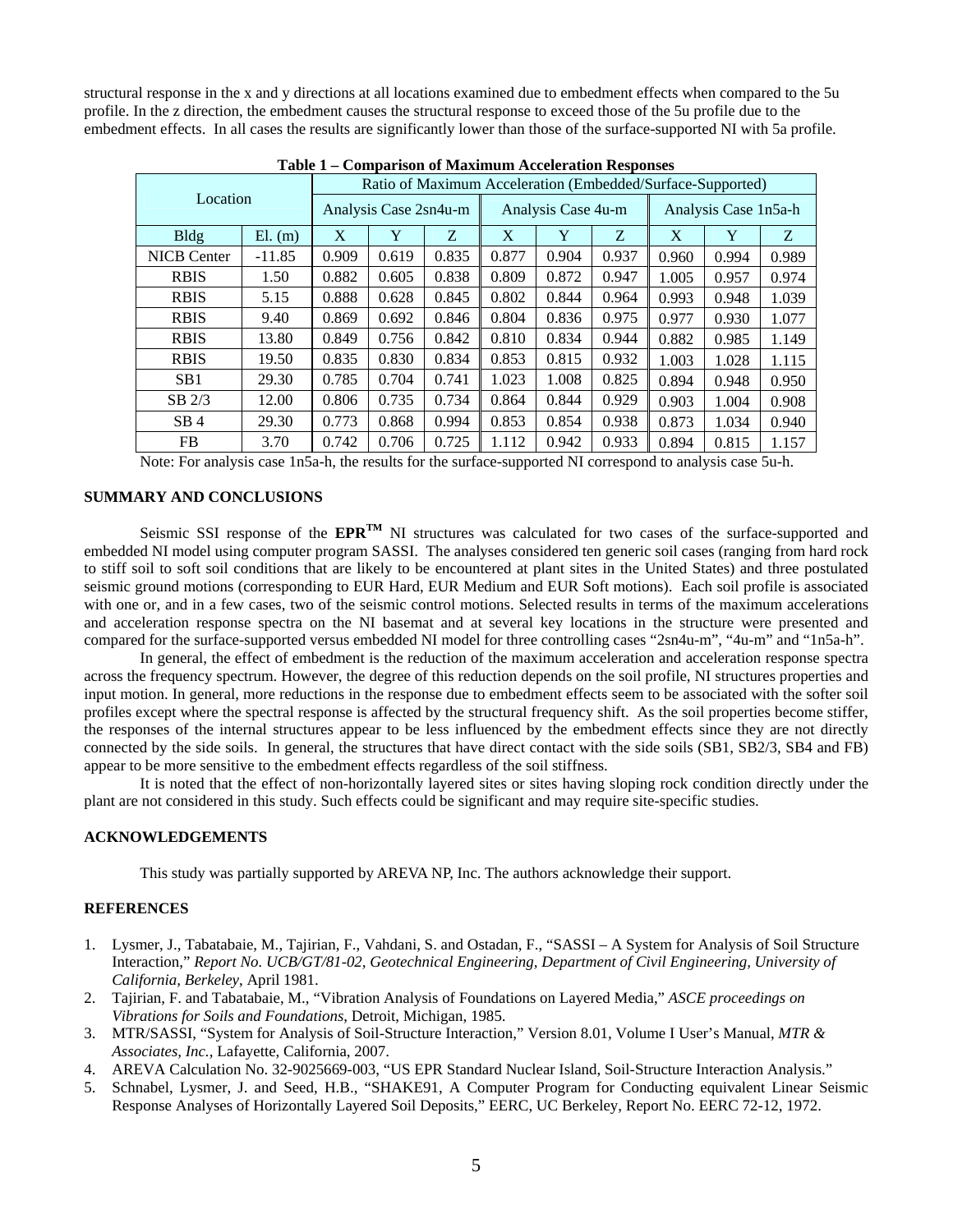structural response in the x and y directions at all locations examined due to embedment effects when compared to the 5u profile. In the z direction, the embedment causes the structural response to exceed those of the 5u profile due to the embedment effects. In all cases the results are significantly lower than those of the surface-supported NI with 5a profile.

**Table 1 – Comparison of Maximum Acceleration Responses**

| Location | | Ratio of Maximum Acceleration (Embedded/Surface-Supported) | | | | | | | | |
|---|---|---|---|---|---|---|---|---|---|---|
| | | Analysis Case 2sn4u-m | | | Analysis Case 4u-m | | | Analysis Case 1n5a-h | | |
| Bldg | El. (m) | X | Y | Z | X | Y | Z | X | Y | Z |
| NICB Center | -11.85 | 0.909 | 0.619 | 0.835 | 0.877 | 0.904 | 0.937 | 0.960 | 0.994 | 0.989 |
| RBIS | 1.50 | 0.882 | 0.605 | 0.838 | 0.809 | 0.872 | 0.947 | 1.005 | 0.957 | 0.974 |
| RBIS | 5.15 | 0.888 | 0.628 | 0.845 | 0.802 | 0.844 | 0.964 | 0.993 | 0.948 | 1.039 |
| RBIS | 9.40 | 0.869 | 0.692 | 0.846 | 0.804 | 0.836 | 0.975 | 0.977 | 0.930 | 1.077 |
| RBIS | 13.80 | 0.849 | 0.756 | 0.842 | 0.810 | 0.834 | 0.944 | 0.882 | 0.985 | 1.149 |
| RBIS | 19.50 | 0.835 | 0.830 | 0.834 | 0.853 | 0.815 | 0.932 | 1.003 | 1.028 | 1.115 |
| SB1 | 29.30 | 0.785 | 0.704 | 0.741 | 1.023 | 1.008 | 0.825 | 0.894 | 0.948 | 0.950 |
| SB 2/3 | 12.00 | 0.806 | 0.735 | 0.734 | 0.864 | 0.844 | 0.929 | 0.903 | 1.004 | 0.908 |
| SB 4 | 29.30 | 0.773 | 0.868 | 0.994 | 0.853 | 0.854 | 0.938 | 0.873 | 1.034 | 0.940 |
| FB | 3.70 | 0.742 | 0.706 | 0.725 | 1.112 | 0.942 | 0.933 | 0.894 | 0.815 | 1.157 |

Note: For analysis case 1n5a-h, the results for the surface-supported NI correspond to analysis case 5u-h.

## SUMMARY AND CONCLUSIONS

Seismic SSI response of the **EPR™** NI structures was calculated for two cases of the surface-supported and embedded NI model using computer program SASSI. The analyses considered ten generic soil cases (ranging from hard rock to stiff soil to soft soil conditions that are likely to be encountered at plant sites in the United States) and three postulated seismic ground motions (corresponding to EUR Hard, EUR Medium and EUR Soft motions). Each soil profile is associated with one or, and in a few cases, two of the seismic control motions. Selected results in terms of the maximum accelerations and acceleration response spectra on the NI basemat and at several key locations in the structure were presented and compared for the surface-supported versus embedded NI model for three controlling cases "2sn4u-m", "4u-m" and "1n5a-h".

In general, the effect of embedment is the reduction of the maximum acceleration and acceleration response spectra across the frequency spectrum. However, the degree of this reduction depends on the soil profile, NI structures properties and input motion. In general, more reductions in the response due to embedment effects seem to be associated with the softer soil profiles except where the spectral response is affected by the structural frequency shift. As the soil properties become stiffer, the responses of the internal structures appear to be less influenced by the embedment effects since they are not directly connected by the side soils. In general, the structures that have direct contact with the side soils (SB1, SB2/3, SB4 and FB) appear to be more sensitive to the embedment effects regardless of the soil stiffness.

It is noted that the effect of non-horizontally layered sites or sites having sloping rock condition directly under the plant are not considered in this study. Such effects could be significant and may require site-specific studies.

## ACKNOWLEDGEMENTS

This study was partially supported by AREVA NP, Inc. The authors acknowledge their support.

## REFERENCES

1. Lysmer, J., Tabatabaie, M., Tajirian, F., Vahdani, S. and Ostadan, F., "SASSI – A System for Analysis of Soil Structure Interaction," *Report No. UCB/GT/81-02, Geotechnical Engineering, Department of Civil Engineering, University of California, Berkeley*, April 1981.
2. Tajirian, F. and Tabatabaie, M., "Vibration Analysis of Foundations on Layered Media," *ASCE proceedings on Vibrations for Soils and Foundations*, Detroit, Michigan, 1985.
3. MTR/SASSI, "System for Analysis of Soil-Structure Interaction," Version 8.01, Volume I User's Manual, *MTR & Associates, Inc.*, Lafayette, California, 2007.
4. AREVA Calculation No. 32-9025669-003, "US EPR Standard Nuclear Island, Soil-Structure Interaction Analysis."
5. Schnabel, Lysmer, J. and Seed, H.B., "SHAKE91, A Computer Program for Conducting equivalent Linear Seismic Response Analyses of Horizontally Layered Soil Deposits," EERC, UC Berkeley, Report No. EERC 72-12, 1972.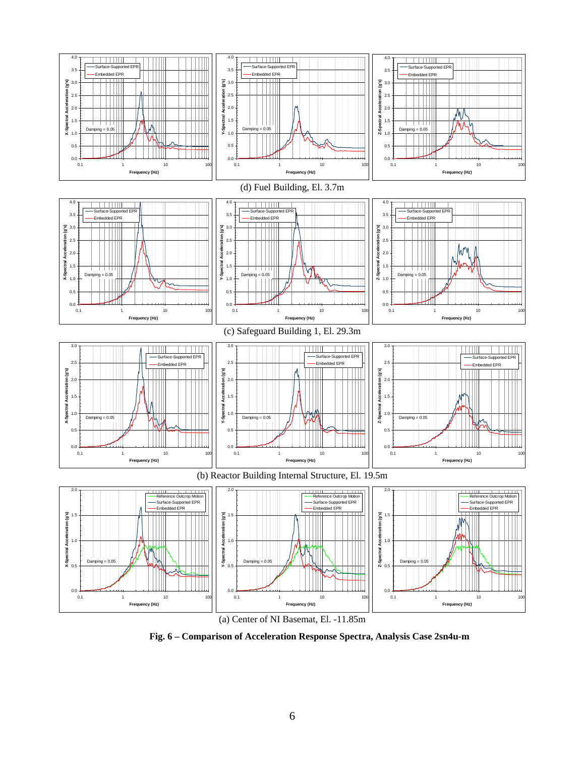(d) Fuel Building, El. 3.7m

(c) Safeguard Building 1, El. 29.3m

(b) Reactor Building Internal Structure, El. 19.5m

(a) Center of NI Basemat, El. -11.85m

**Fig. 6 – Comparison of Acceleration Response Spectra, Analysis Case 2sn4u-m**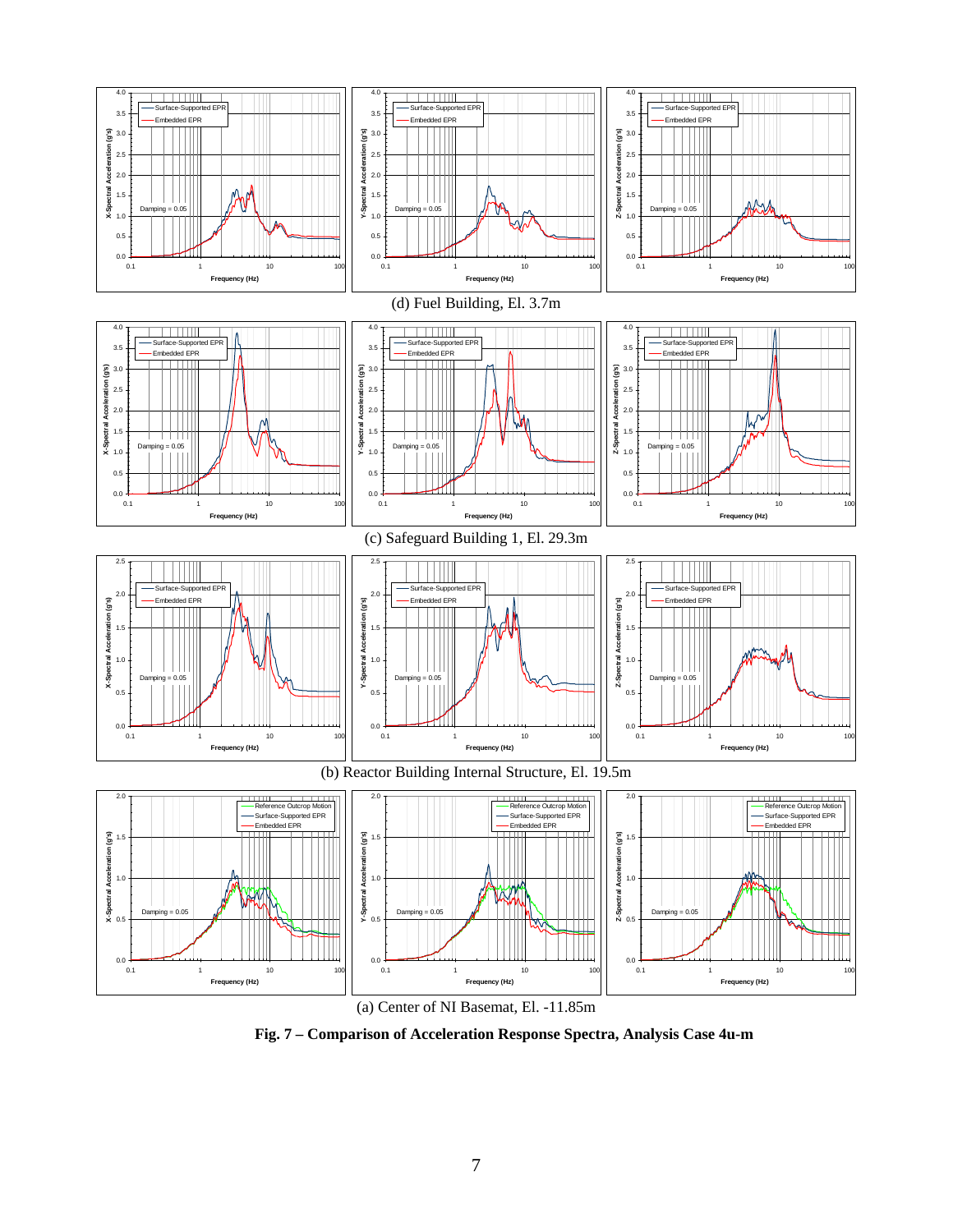(d) Fuel Building, El. 3.7m

(c) Safeguard Building 1, El. 29.3m

(b) Reactor Building Internal Structure, El. 19.5m

(a) Center of NI Basemat, El. -11.85m

**Fig. 7 – Comparison of Acceleration Response Spectra, Analysis Case 4u-m**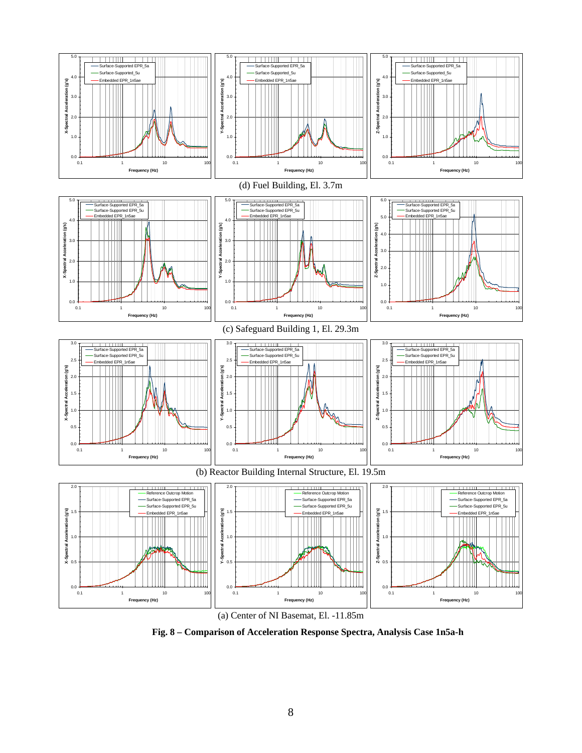5.0
4.0
3.0
2.0
1.0
0.0
X-Spectral Acceleration (g's)
0.1
1
10
100
Frequency (Hz)
Surface-Supported EPR_5a
Surface-Supported_5u
Embedded EPR_1n5ae

Y-Spectral Acceleration (g's)
Frequency (Hz)
Surface-Supported EPR_5a
Surface-Supported_5u
Embedded EPR_1n5ae

Z-Spectral Acceleration (g's)
Frequency (Hz)
Surface-Supported EPR_5a
Surface-Supported_5u
Embedded EPR_1n5ae

(d) Fuel Building, El. 3.7m

X-Spectral Acceleration (g's)
Frequency (Hz)
Surface-Supported EPR_5a
Surface-Supported EPR_5u
Embedded EPR_1n5ae

Y-Spectral Acceleration (g's)
Frequency (Hz)
Surface-Supported EPR_5a
Surface-Supported EPR_5u
Embedded EPR_1n5ae

6.0
Z-Spectral Acceleration (g's)
Frequency (Hz)
Surface-Supported EPR_5a
Surface-Supported EPR_5u
Embedded EPR_1n5ae

(c) Safeguard Building 1, El. 29.3m

3.0
2.5
2.0
1.5
1.0
0.5
0.0
X-Spectral Acceleration (g's)
Frequency (Hz)
Surface-Supported EPR_5a
Surface-Supported EPR_5u
Embedded EPR_1n5ae

Y-Spectral Acceleration (g's)
Frequency (Hz)
Surface-Supported EPR_5a
Surface-Supported EPR_5u
Embedded EPR_1n5ae

Z-Spectral Acceleration (g's)
Frequency (Hz)
Surface-Supported EPR_5a
Surface-Supported EPR_5u
Embedded EPR_1n5ae

(b) Reactor Building Internal Structure, El. 19.5m

2.0
1.5
1.0
0.5
0.0
X-Spectral Acceleration (g's)
Frequency (Hz)
Reference Outcrop Motion
Surface-Supported EPR_5a
Surface-Supported EPR_5u
Embedded EPR_1n5ae

Y-Spectral Acceleration (g's)
Frequency (Hz)
Reference Outcrop Motion
Surface-Supported EPR_5a
Surface-Supported EPR_5u
Embedded EPR_1n5ae

Z-Spectral Acceleration (g's)
Frequency (Hz)
Reference Outcrop Motion
Surface-Supported EPR_5a
Surface-Supported EPR_5u
Embedded EPR_1n5ae

(a) Center of NI Basemat, El. -11.85m

**Fig. 8 – Comparison of Acceleration Response Spectra, Analysis Case 1n5a-h**